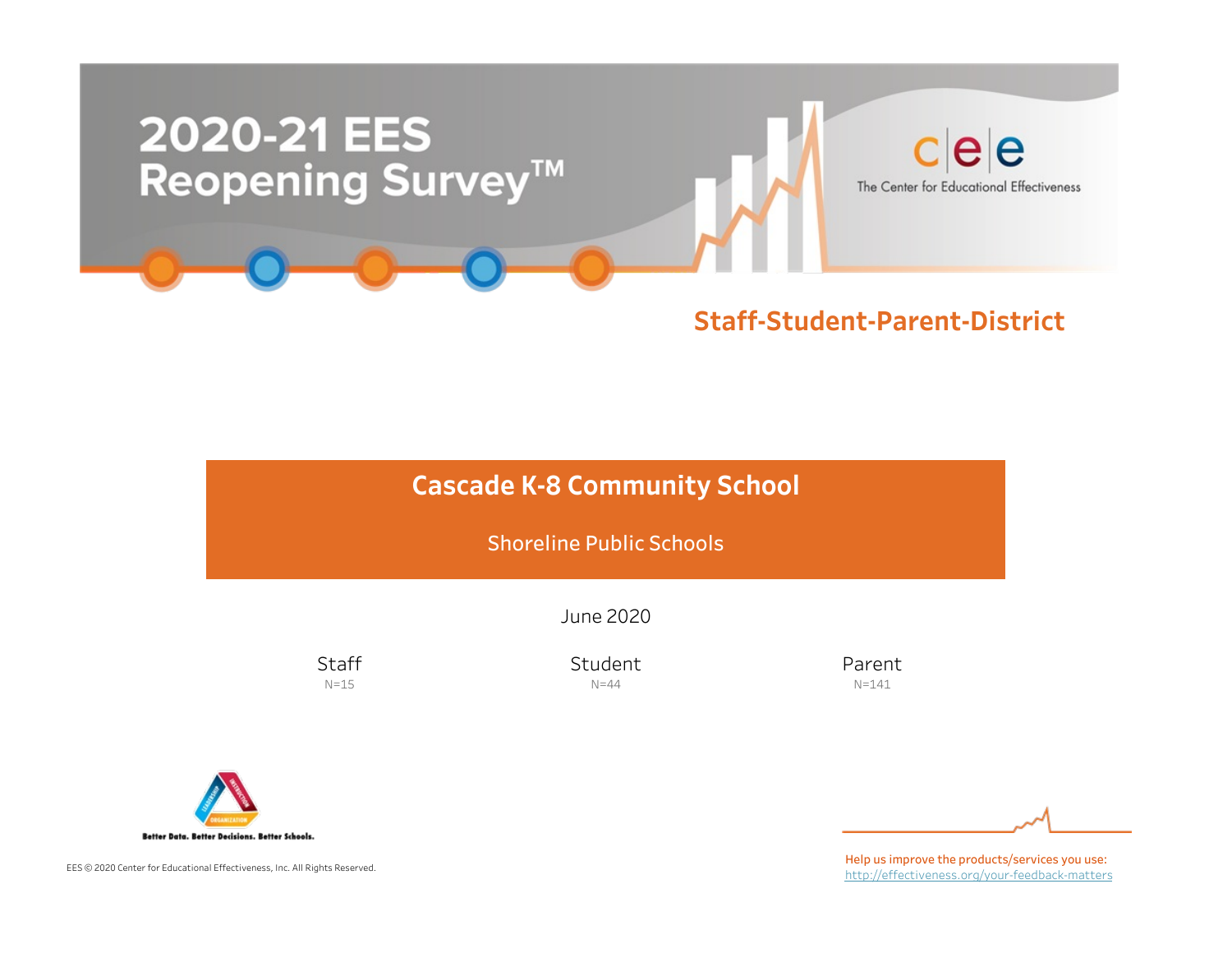# 2020-21 EES Reopening Survey™

The Center for Educational Effectiveness

## Staff-Student-Parent-District

## Cascade K-8 Community School

Shoreline Public Schools

June 2020

| Staff | Student | Parent |
|---|---|---|
| N=15 | N=44 | N=141 |

Better Data. Better Decisions. Better Schools.

EES © 2020 Center for Educational Effectiveness, Inc. All Rights Reserved.

Help us improve the products/services you use:
http://effectiveness.org/your-feedback-matters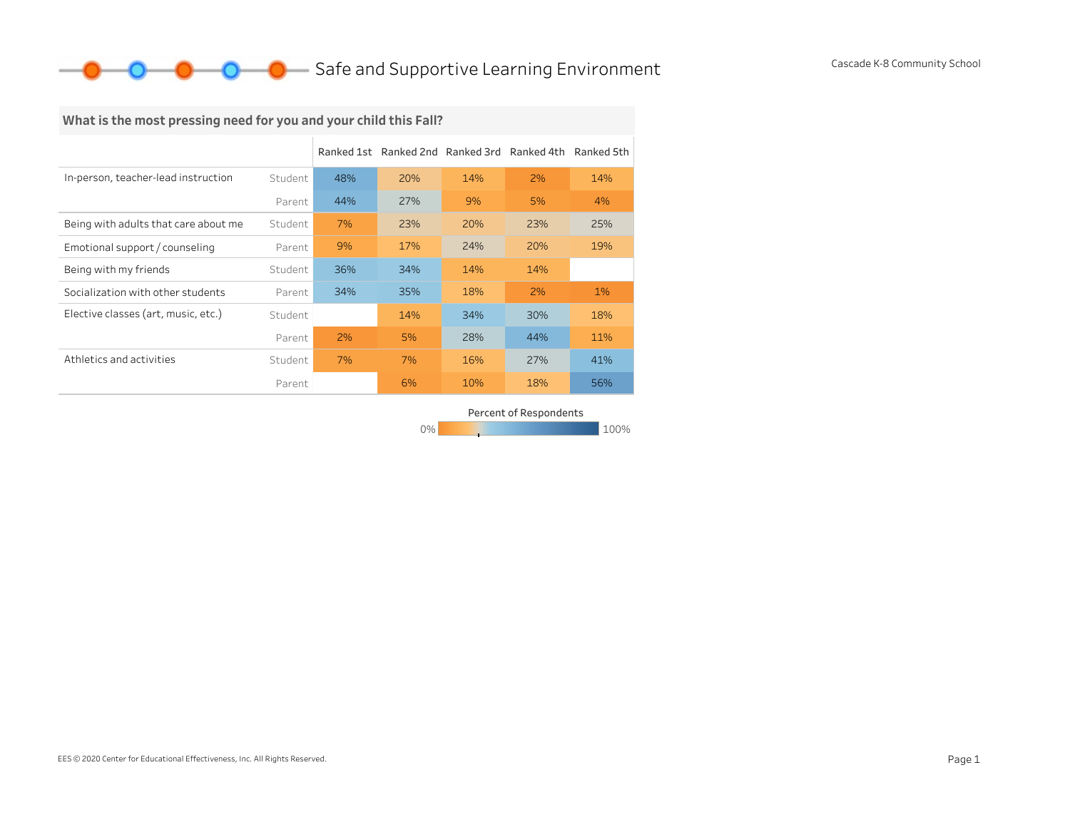# Safe and Supportive Learning Environment

Cascade K-8 Community School

## What is the most pressing need for you and your child this Fall?

| | | Ranked 1st | Ranked 2nd | Ranked 3rd | Ranked 4th | Ranked 5th |
|---|---|---|---|---|---|---|
| In-person, teacher-lead instruction | Student | 48% | 20% | 14% | 2% | 14% |
| | Parent | 44% | 27% | 9% | 5% | 4% |
| Being with adults that care about me | Student | 7% | 23% | 20% | 23% | 25% |
| Emotional support / counseling | Parent | 9% | 17% | 24% | 20% | 19% |
| Being with my friends | Student | 36% | 34% | 14% | 14% | |
| Socialization with other students | Parent | 34% | 35% | 18% | 2% | 1% |
| Elective classes (art, music, etc.) | Student | | 14% | 34% | 30% | 18% |
| | Parent | 2% | 5% | 28% | 44% | 11% |
| Athletics and activities | Student | 7% | 7% | 16% | 27% | 41% |
| | Parent | | 6% | 10% | 18% | 56% |

Percent of Respondents

0% — 100%

EES © 2020 Center for Educational Effectiveness, Inc. All Rights Reserved.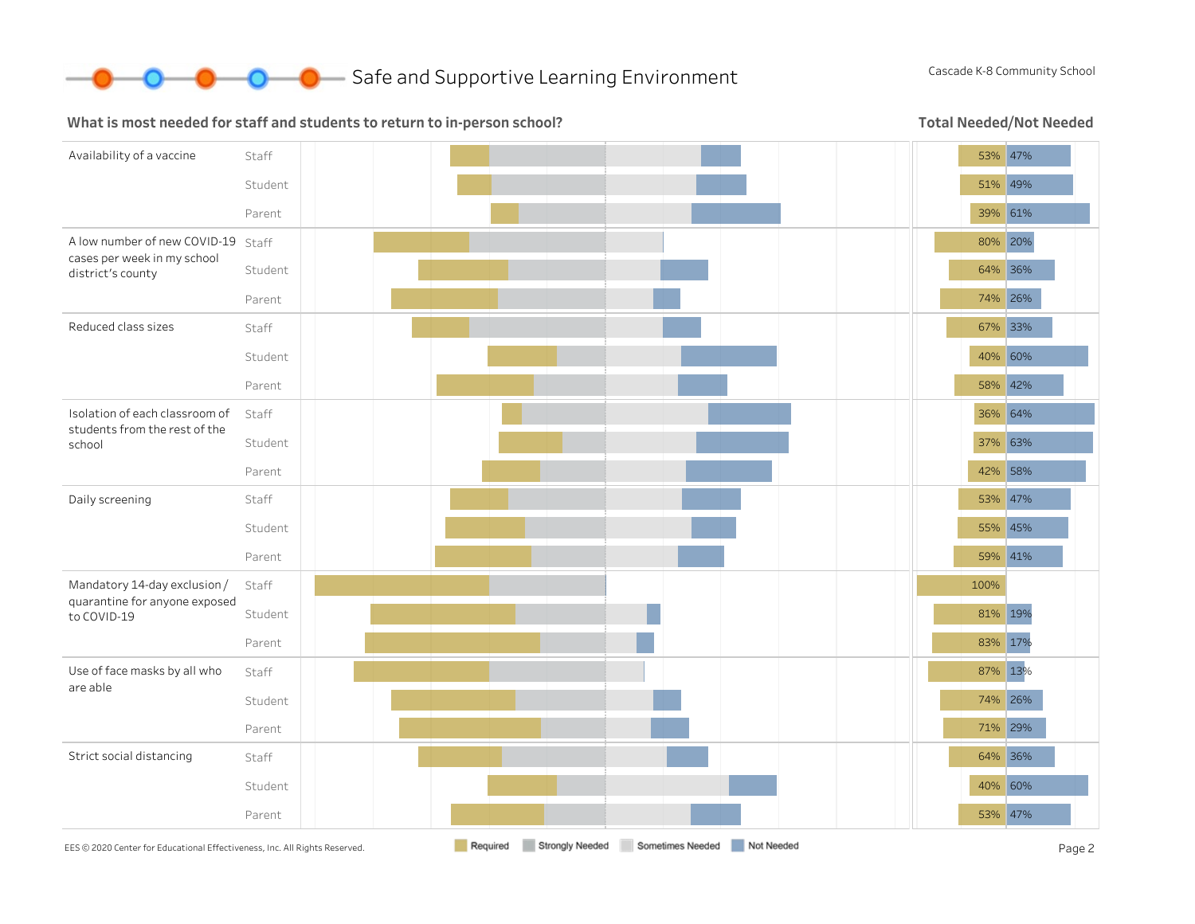# Safe and Supportive Learning Environment

Cascade K-8 Community School

## What is most needed for staff and students to return to in-person school?

**Total Needed/Not Needed**

| Item | Group | Needed | Not Needed |
|---|---|---|---|
| Availability of a vaccine | Staff | 53% | 47% |
| | Student | 51% | 49% |
| | Parent | 39% | 61% |
| A low number of new COVID-19 cases per week in my school district's county | Staff | 80% | 20% |
| | Student | 64% | 36% |
| | Parent | 74% | 26% |
| Reduced class sizes | Staff | 67% | 33% |
| | Student | 40% | 60% |
| | Parent | 58% | 42% |
| Isolation of each classroom of students from the rest of the school | Staff | 36% | 64% |
| | Student | 37% | 63% |
| | Parent | 42% | 58% |
| Daily screening | Staff | 53% | 47% |
| | Student | 55% | 45% |
| | Parent | 59% | 41% |
| Mandatory 14-day exclusion / quarantine for anyone exposed to COVID-19 | Staff | 100% | |
| | Student | 81% | 19% |
| | Parent | 83% | 17% |
| Use of face masks by all who are able | Staff | 87% | 13% |
| | Student | 74% | 26% |
| | Parent | 71% | 29% |
| Strict social distancing | Staff | 64% | 36% |
| | Student | 40% | 60% |
| | Parent | 53% | 47% |

Legend: Required, Strongly Needed, Sometimes Needed, Not Needed

EES © 2020 Center for Educational Effectiveness, Inc. All Rights Reserved.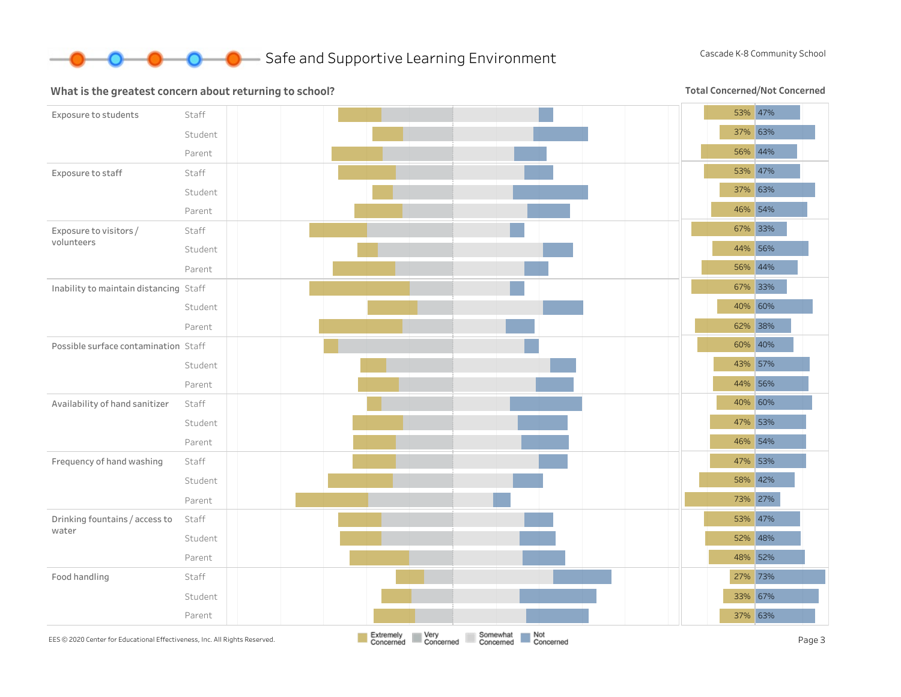## Safe and Supportive Learning Environment

Cascade K-8 Community School

### What is the greatest concern about returning to school?

Total Concerned/Not Concerned

| Concern | Group | Total Concerned | Not Concerned |
|---|---|---|---|
| Exposure to students | Staff | 53% | 47% |
| | Student | 37% | 63% |
| | Parent | 56% | 44% |
| Exposure to staff | Staff | 53% | 47% |
| | Student | 37% | 63% |
| | Parent | 46% | 54% |
| Exposure to visitors / volunteers | Staff | 67% | 33% |
| | Student | 44% | 56% |
| | Parent | 56% | 44% |
| Inability to maintain distancing | Staff | 67% | 33% |
| | Student | 40% | 60% |
| | Parent | 62% | 38% |
| Possible surface contamination | Staff | 60% | 40% |
| | Student | 43% | 57% |
| | Parent | 44% | 56% |
| Availability of hand sanitizer | Staff | 40% | 60% |
| | Student | 47% | 53% |
| | Parent | 46% | 54% |
| Frequency of hand washing | Staff | 47% | 53% |
| | Student | 58% | 42% |
| | Parent | 73% | 27% |
| Drinking fountains / access to water | Staff | 53% | 47% |
| | Student | 52% | 48% |
| | Parent | 48% | 52% |
| Food handling | Staff | 27% | 73% |
| | Student | 33% | 67% |
| | Parent | 37% | 63% |

Legend: Extremely Concerned, Very Concerned, Somewhat Concerned, Not Concerned

EES © 2020 Center for Educational Effectiveness, Inc. All Rights Reserved.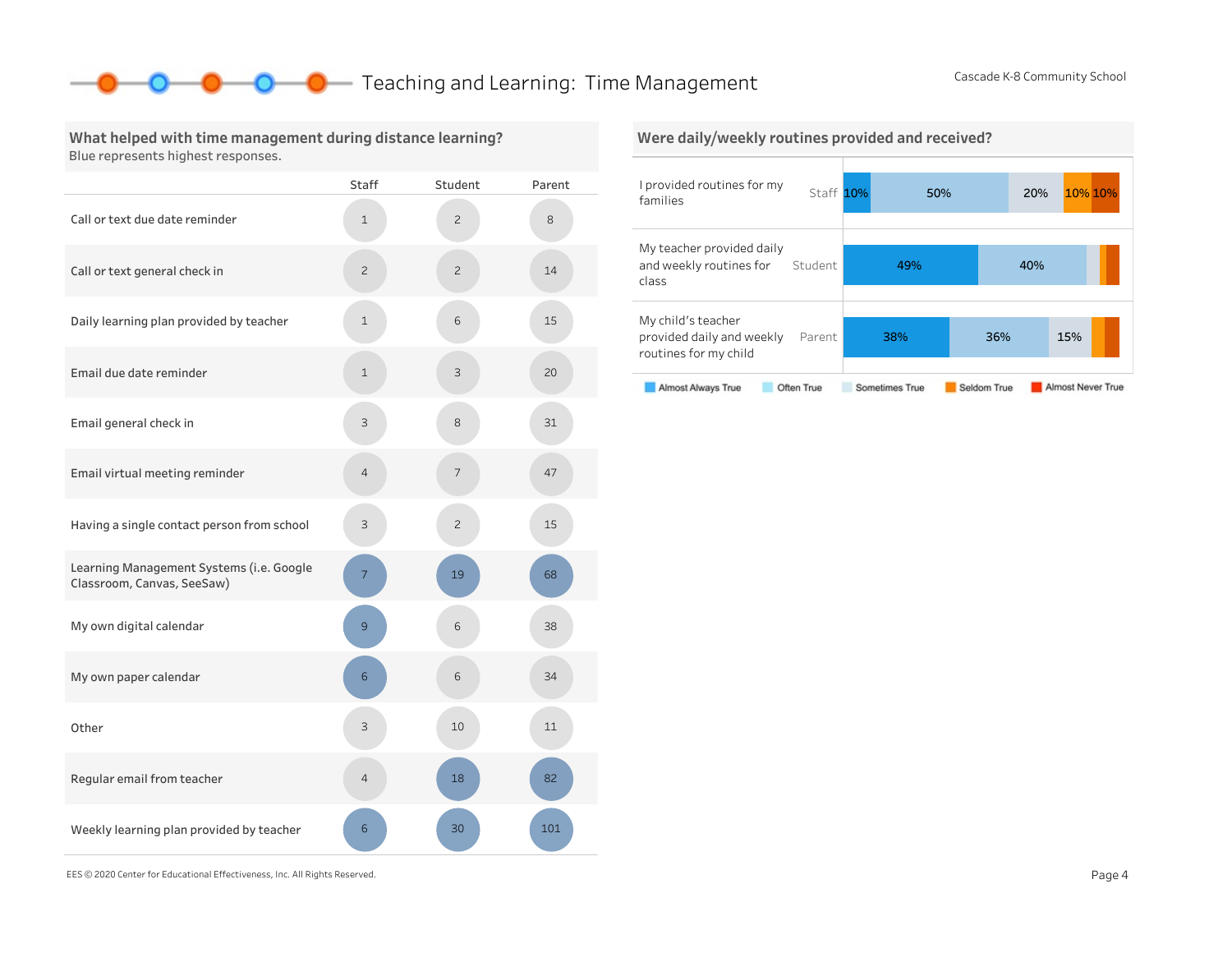# Teaching and Learning: Time Management

Cascade K-8 Community School

## What helped with time management during distance learning?

Blue represents highest responses.

| | Staff | Student | Parent |
|---|---|---|---|
| Call or text due date reminder | 1 | 2 | 8 |
| Call or text general check in | 2 | 2 | 14 |
| Daily learning plan provided by teacher | 1 | 6 | 15 |
| Email due date reminder | 1 | 3 | 20 |
| Email general check in | 3 | 8 | 31 |
| Email virtual meeting reminder | 4 | 7 | 47 |
| Having a single contact person from school | 3 | 2 | 15 |
| Learning Management Systems (i.e. Google Classroom, Canvas, SeeSaw) | 7 | 19 | 68 |
| My own digital calendar | 9 | 6 | 38 |
| My own paper calendar | 6 | 6 | 34 |
| Other | 3 | 10 | 11 |
| Regular email from teacher | 4 | 18 | 82 |
| Weekly learning plan provided by teacher | 6 | 30 | 101 |

## Were daily/weekly routines provided and received?

| Statement | Group | Almost Always True | Often True | Sometimes True | Seldom True | Almost Never True |
|---|---|---|---|---|---|---|
| I provided routines for my families | Staff | 10% | 50% | 20% | 10% | 10% |
| My teacher provided daily and weekly routines for class | Student | 49% | 40% | | | |
| My child's teacher provided daily and weekly routines for my child | Parent | 38% | 36% | 15% | | |

EES © 2020 Center for Educational Effectiveness, Inc. All Rights Reserved.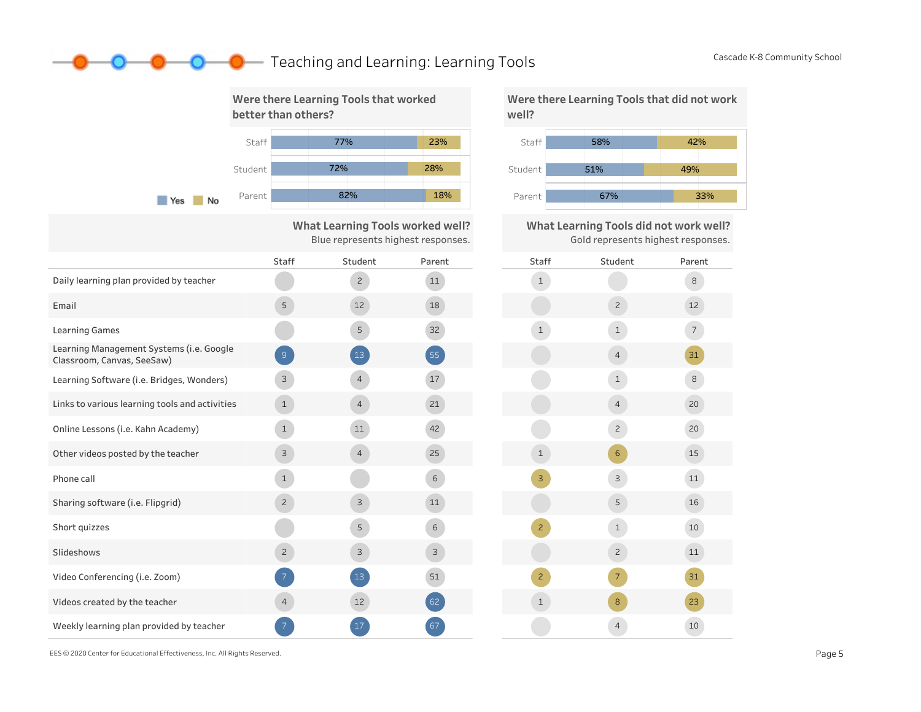# Teaching and Learning: Learning Tools

Cascade K-8 Community School

### Were there Learning Tools that worked better than others?

| | Yes | No |
|---|---|---|
| Staff | 77% | 23% |
| Student | 72% | 28% |
| Parent | 82% | 18% |

### Were there Learning Tools that did not work well?

| | Yes | No |
|---|---|---|
| Staff | 58% | 42% |
| Student | 51% | 49% |
| Parent | 67% | 33% |

### What Learning Tools worked well? / What Learning Tools did not work well?

Blue represents highest responses. Gold represents highest responses.

| | Worked well: Staff | Worked well: Student | Worked well: Parent | Did not work well: Staff | Did not work well: Student | Did not work well: Parent |
|---|---|---|---|---|---|---|
| Daily learning plan provided by teacher | | 2 | 11 | 1 | | 8 |
| Email | 5 | 12 | 18 | | 2 | 12 |
| Learning Games | | 5 | 32 | 1 | 1 | 7 |
| Learning Management Systems (i.e. Google Classroom, Canvas, SeeSaw) | 9 | 13 | 55 | | 4 | 31 |
| Learning Software (i.e. Bridges, Wonders) | 3 | 4 | 17 | | 1 | 8 |
| Links to various learning tools and activities | 1 | 4 | 21 | | 4 | 20 |
| Online Lessons (i.e. Kahn Academy) | 1 | 11 | 42 | | 2 | 20 |
| Other videos posted by the teacher | 3 | 4 | 25 | 1 | 6 | 15 |
| Phone call | 1 | | 6 | 3 | 3 | 11 |
| Sharing software (i.e. Flipgrid) | 2 | 3 | 11 | | 5 | 16 |
| Short quizzes | | 5 | 6 | 2 | 1 | 10 |
| Slideshows | 2 | 3 | 3 | | 2 | 11 |
| Video Conferencing (i.e. Zoom) | 7 | 13 | 51 | 2 | 7 | 31 |
| Videos created by the teacher | 4 | 12 | 62 | 1 | 8 | 23 |
| Weekly learning plan provided by teacher | 7 | 17 | 67 | | 4 | 10 |

EES © 2020 Center for Educational Effectiveness, Inc. All Rights Reserved.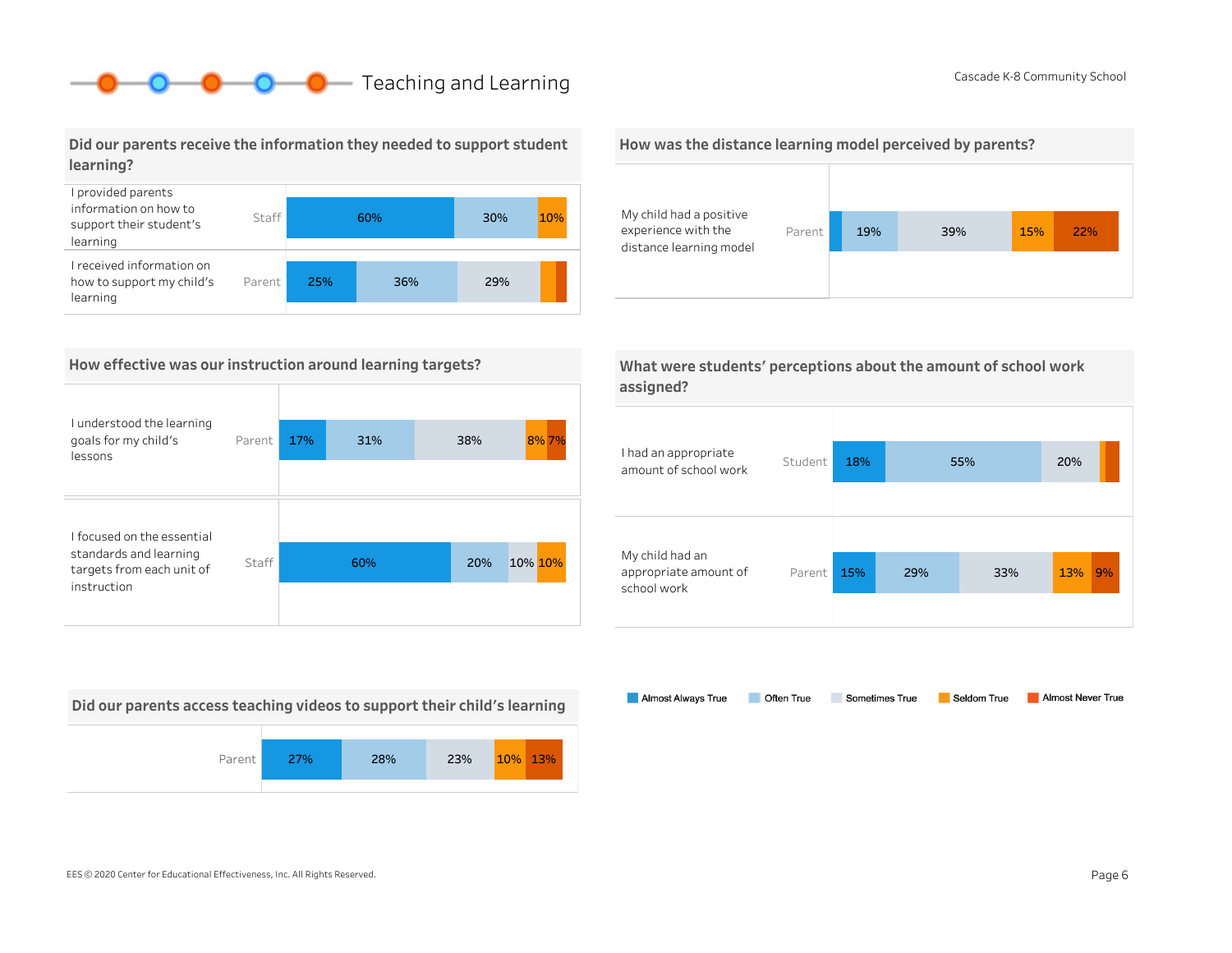# Teaching and Learning

Cascade K-8 Community School

## Did our parents receive the information they needed to support student learning?

| Statement | Respondent | Almost Always True | Often True | Sometimes True | Seldom True | Almost Never True |
|---|---|---|---|---|---|---|
| I provided parents information on how to support their student's learning | Staff | 60% | 30% | | 10% | |
| I received information on how to support my child's learning | Parent | 25% | 36% | 29% | | |

## How was the distance learning model perceived by parents?

| Statement | Respondent | Almost Always True | Often True | Sometimes True | Seldom True | Almost Never True |
|---|---|---|---|---|---|---|
| My child had a positive experience with the distance learning model | Parent | | 19% | 39% | 15% | 22% |

## How effective was our instruction around learning targets?

| Statement | Respondent | Almost Always True | Often True | Sometimes True | Seldom True | Almost Never True |
|---|---|---|---|---|---|---|
| I understood the learning goals for my child's lessons | Parent | 17% | 31% | 38% | 8% | 7% |
| I focused on the essential standards and learning targets from each unit of instruction | Staff | 60% | 20% | 10% | 10% | |

## What were students' perceptions about the amount of school work assigned?

| Statement | Respondent | Almost Always True | Often True | Sometimes True | Seldom True | Almost Never True |
|---|---|---|---|---|---|---|
| I had an appropriate amount of school work | Student | 18% | 55% | 20% | | |
| My child had an appropriate amount of school work | Parent | 15% | 29% | 33% | 13% | 9% |

## Did our parents access teaching videos to support their child's learning

| Respondent | Almost Always True | Often True | Sometimes True | Seldom True | Almost Never True |
|---|---|---|---|---|---|
| Parent | 27% | 28% | 23% | 10% | 13% |

Legend: Almost Always True, Often True, Sometimes True, Seldom True, Almost Never True

EES © 2020 Center for Educational Effectiveness, Inc. All Rights Reserved.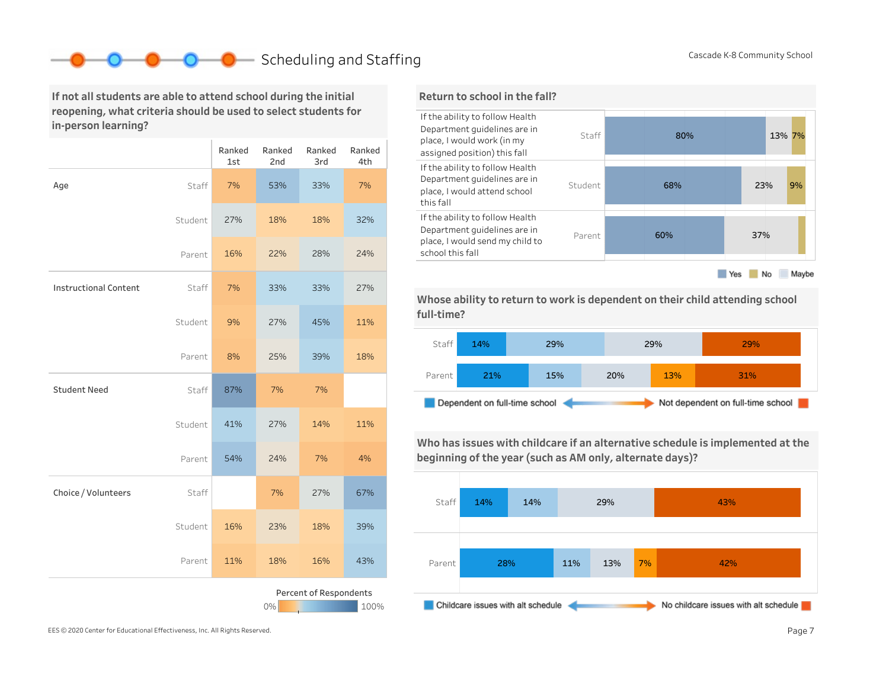## Scheduling and Staffing

Cascade K-8 Community School

### If not all students are able to attend school during the initial reopening, what criteria should be used to select students for in-person learning?

| | | Ranked 1st | Ranked 2nd | Ranked 3rd | Ranked 4th |
|---|---|---|---|---|---|
| Age | Staff | 7% | 53% | 33% | 7% |
| | Student | 27% | 18% | 18% | 32% |
| | Parent | 16% | 22% | 28% | 24% |
| Instructional Content | Staff | 7% | 33% | 33% | 27% |
| | Student | 9% | 27% | 45% | 11% |
| | Parent | 8% | 25% | 39% | 18% |
| Student Need | Staff | 87% | 7% | 7% | |
| | Student | 41% | 27% | 14% | 11% |
| | Parent | 54% | 24% | 7% | 4% |
| Choice / Volunteers | Staff | | 7% | 27% | 67% |
| | Student | 16% | 23% | 18% | 39% |
| | Parent | 11% | 18% | 16% | 43% |

Percent of Respondents: 0% – 100%

### Return to school in the fall?

| Statement | Group | Yes | No | Maybe |
|---|---|---|---|---|
| If the ability to follow Health Department guidelines are in place, I would work (in my assigned position) this fall | Staff | 80% | 7% | 13% |
| If the ability to follow Health Department guidelines are in place, I would attend school this fall | Student | 68% | 9% | 23% |
| If the ability to follow Health Department guidelines are in place, I would send my child to school this fall | Parent | 60% | | 37% |

### Whose ability to return to work is dependent on their child attending school full-time?

Dependent on full-time school ↔ Not dependent on full-time school

| | | | | | |
|---|---|---|---|---|---|
| Staff | 14% | 29% | 29% | | 29% |
| Parent | 21% | 15% | 20% | 13% | 31% |

### Who has issues with childcare if an alternative schedule is implemented at the beginning of the year (such as AM only, alternate days)?

Childcare issues with alt schedule ↔ No childcare issues with alt schedule

| | | | | | |
|---|---|---|---|---|---|
| Staff | 14% | 14% | 29% | | 43% |
| Parent | 28% | 11% | 13% | 7% | 42% |

EES © 2020 Center for Educational Effectiveness, Inc. All Rights Reserved.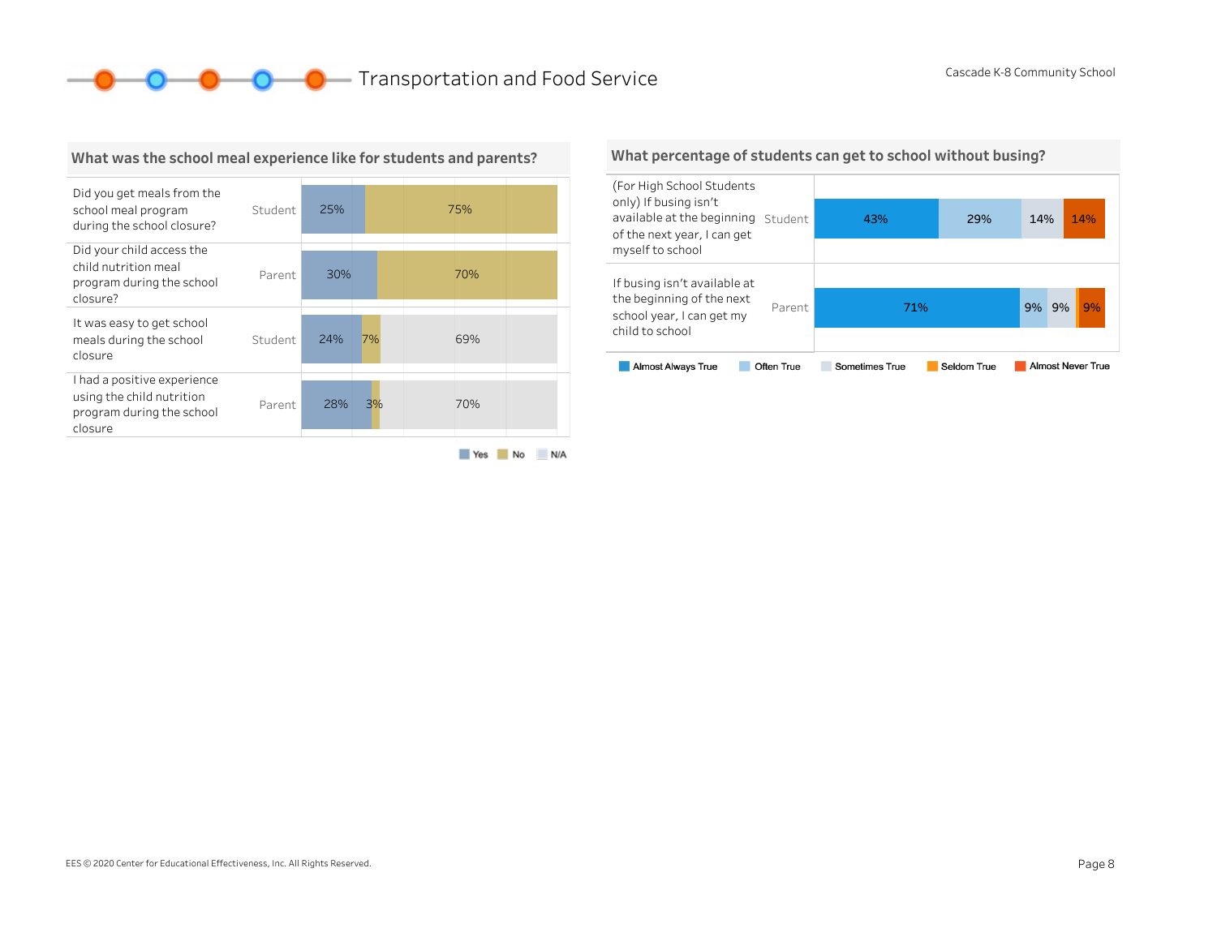# Transportation and Food Service

Cascade K-8 Community School

## What was the school meal experience like for students and parents?

| Question | Respondent | Yes | No | N/A |
|---|---|---|---|---|
| Did you get meals from the school meal program during the school closure? | Student | 25% | 75% | |
| Did your child access the child nutrition meal program during the school closure? | Parent | 30% | 70% | |
| It was easy to get school meals during the school closure | Student | 24% | 7% | 69% |
| I had a positive experience using the child nutrition program during the school closure | Parent | 28% | 3% | 70% |

## What percentage of students can get to school without busing?

| Question | Respondent | Almost Always True | Often True | Sometimes True | Seldom True | Almost Never True |
|---|---|---|---|---|---|---|
| (For High School Students only) If busing isn't available at the beginning of the next year, I can get myself to school | Student | 43% | 29% | 14% | | 14% |
| If busing isn't available at the beginning of the next school year, I can get my child to school | Parent | 71% | 9% | 9% | | 9% |

EES © 2020 Center for Educational Effectiveness, Inc. All Rights Reserved.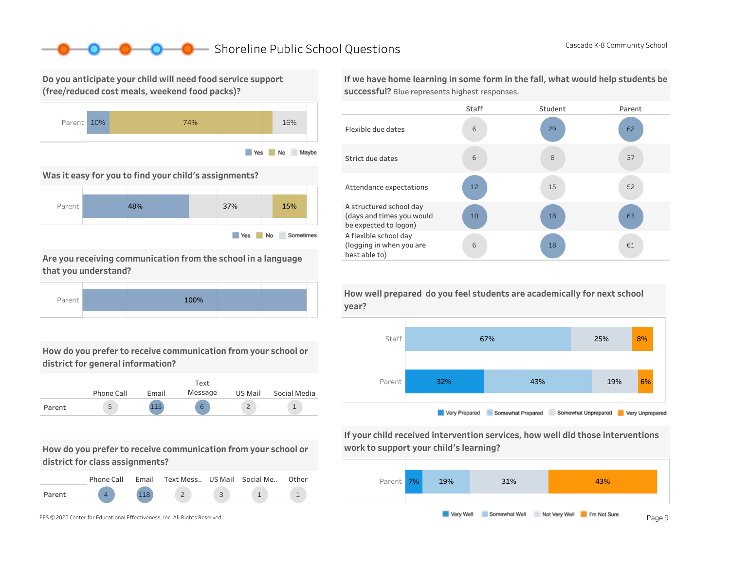# Shoreline Public School Questions

Cascade K-8 Community School

## Do you anticipate your child will need food service support (free/reduced cost meals, weekend food packs)?

| | Yes | No | Maybe |
|---|---|---|---|
| Parent | 10% | 74% | 16% |

## Was it easy for you to find your child's assignments?

| | Yes | Sometimes | No |
|---|---|---|---|
| Parent | 48% | 37% | 15% |

## Are you receiving communication from the school in a language that you understand?

| | Yes |
|---|---|
| Parent | 100% |

## How do you prefer to receive communication from your school or district for general information?

| | Phone Call | Email | Text Message | US Mail | Social Media |
|---|---|---|---|---|---|
| Parent | 5 | 115 | 6 | 2 | 1 |

## How do you prefer to receive communication from your school or district for class assignments?

| | Phone Call | Email | Text Mess.. | US Mail | Social Me.. | Other |
|---|---|---|---|---|---|---|
| Parent | 4 | 118 | 2 | 3 | 1 | 1 |

## If we have home learning in some form in the fall, what would help students be successful?

Blue represents highest responses.

| | Staff | Student | Parent |
|---|---|---|---|
| Flexible due dates | 6 | 29 | 62 |
| Strict due dates | 6 | 8 | 37 |
| Attendance expectations | 12 | 15 | 52 |
| A structured school day (days and times you would be expected to logon) | 10 | 18 | 63 |
| A flexible school day (logging in when you are best able to) | 6 | 18 | 61 |

## How well prepared do you feel students are academically for next school year?

| | Very Prepared | Somewhat Prepared | Somewhat Unprepared | Very Unprepared |
|---|---|---|---|---|
| Staff | | 67% | 25% | 8% |
| Parent | 32% | 43% | 19% | 6% |

## If your child received intervention services, how well did those interventions work to support your child's learning?

| | Very Well | Somewhat Well | Not Very Well | I'm Not Sure |
|---|---|---|---|---|
| Parent | 7% | 19% | 31% | 43% |

EES © 2020 Center for Educational Effectiveness, Inc. All Rights Reserved.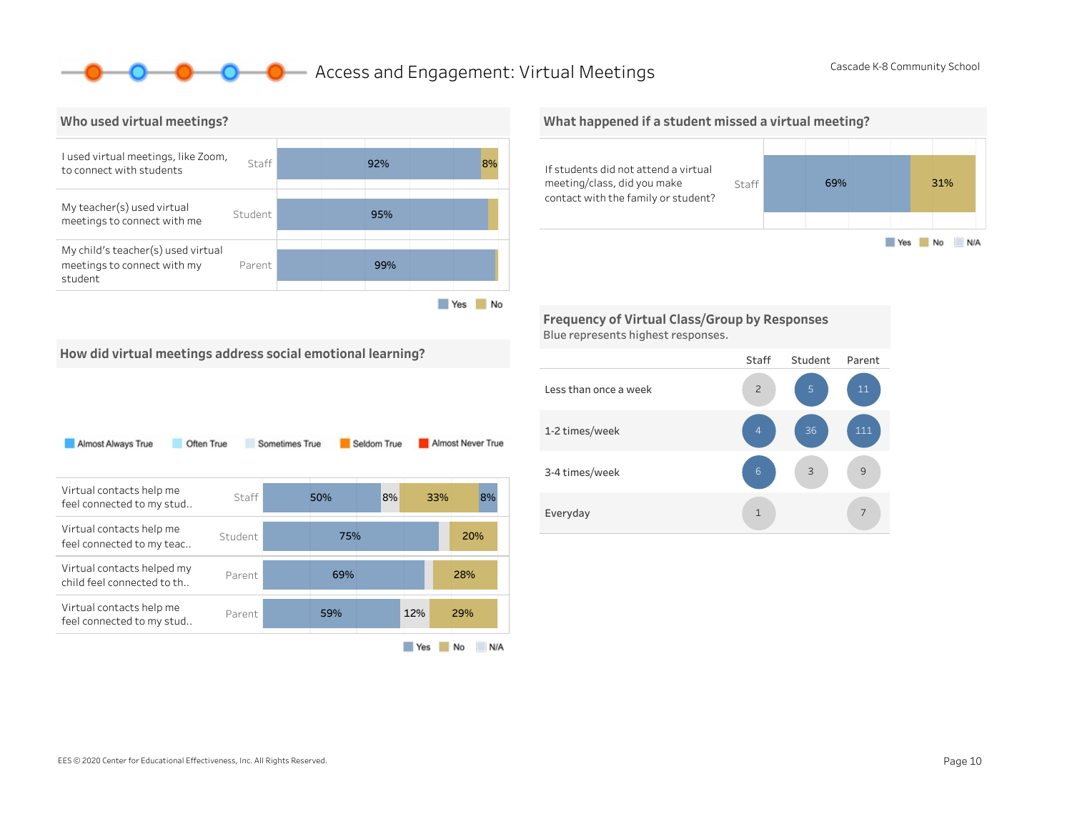# Access and Engagement: Virtual Meetings

Cascade K-8 Community School

## Who used virtual meetings?

| Question | Respondent | Yes | No |
|---|---|---|---|
| I used virtual meetings, like Zoom, to connect with students | Staff | 92% | 8% |
| My teacher(s) used virtual meetings to connect with me | Student | 95% | |
| My child's teacher(s) used virtual meetings to connect with my student | Parent | 99% | |

Yes | No

## What happened if a student missed a virtual meeting?

| Question | Respondent | Yes | No |
|---|---|---|---|
| If students did not attend a virtual meeting/class, did you make contact with the family or student? | Staff | 69% | 31% |

Yes | No | N/A

## How did virtual meetings address social emotional learning?

Almost Always True | Often True | Sometimes True | Seldom True | Almost Never True

| Question | Respondent | Yes | N/A | No | Yes |
|---|---|---|---|---|---|
| Virtual contacts help me feel connected to my stud.. | Staff | 50% | 8% | 33% | 8% |
| Virtual contacts help me feel connected to my teac.. | Student | 75% | | 20% | |
| Virtual contacts helped my child feel connected to th.. | Parent | 69% | | 28% | |
| Virtual contacts help me feel connected to my stud.. | Parent | 59% | 12% | 29% | |

Yes | No | N/A

## Frequency of Virtual Class/Group by Responses

Blue represents highest responses.

| | Staff | Student | Parent |
|---|---|---|---|
| Less than once a week | 2 | 5 | 11 |
| 1-2 times/week | 4 | 36 | 111 |
| 3-4 times/week | 6 | 3 | 9 |
| Everyday | 1 | | 7 |

EES © 2020 Center for Educational Effectiveness, Inc. All Rights Reserved.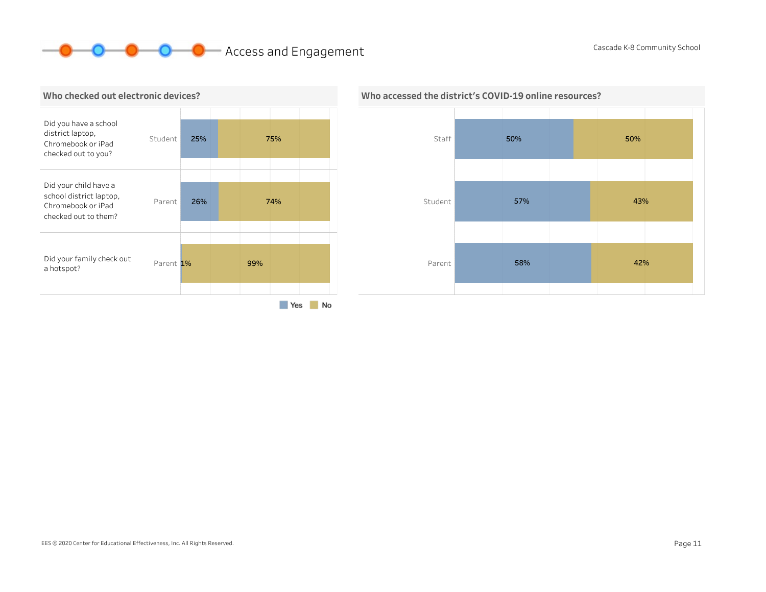## Access and Engagement

### Who checked out electronic devices?

| Question | Respondent | Yes | No |
|---|---|---|---|
| Did you have a school district laptop, Chromebook or iPad checked out to you? | Student | 25% | 75% |
| Did your child have a school district laptop, Chromebook or iPad checked out to them? | Parent | 26% | 74% |
| Did your family check out a hotspot? | Parent | 1% | 99% |

### Who accessed the district's COVID-19 online resources?

| Respondent | Yes | No |
|---|---|---|
| Staff | 50% | 50% |
| Student | 57% | 43% |
| Parent | 58% | 42% |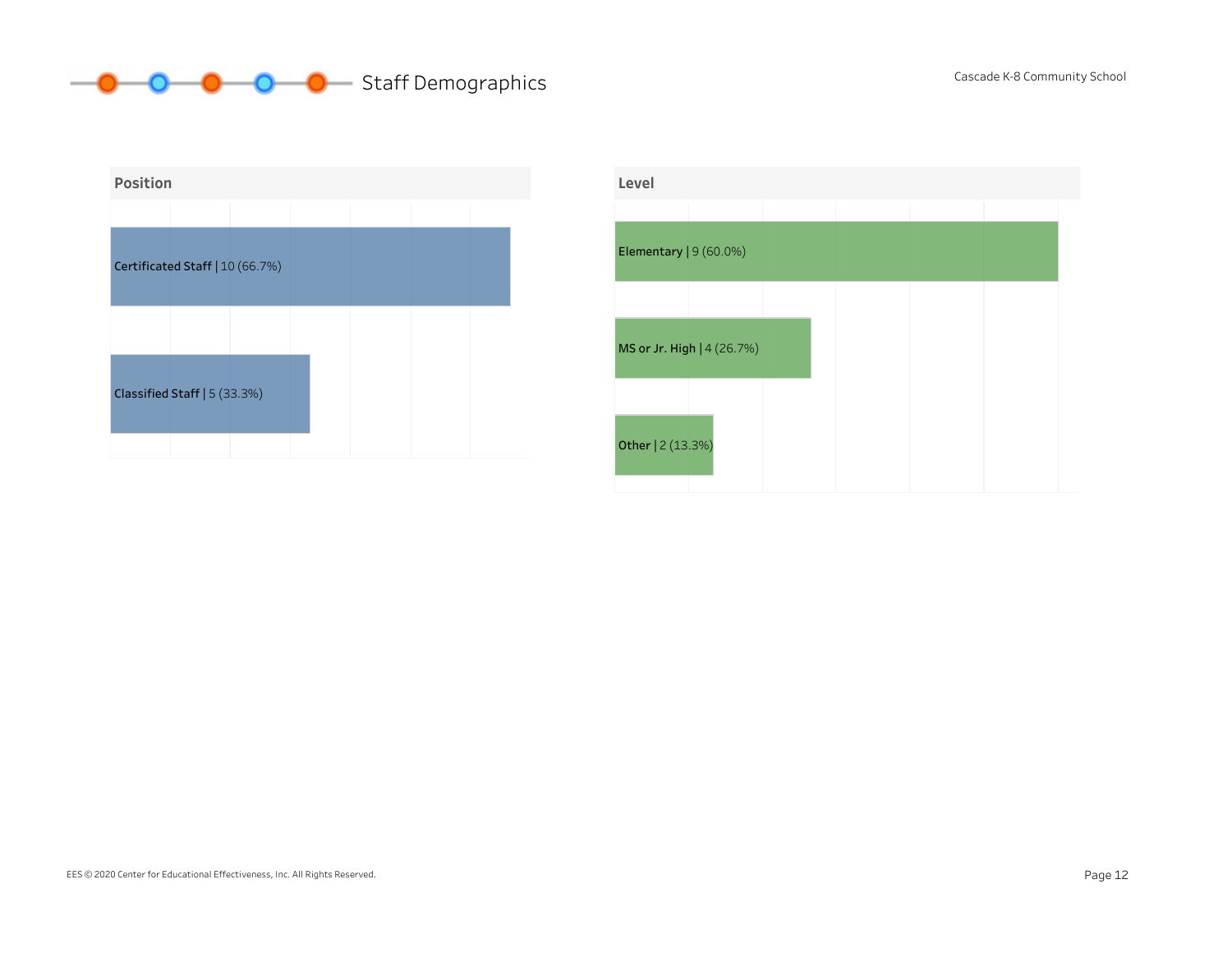# Staff Demographics

Cascade K-8 Community School

## Position

| Position | Count | Percent |
|---|---|---|
| Certificated Staff | 10 | 66.7% |
| Classified Staff | 5 | 33.3% |

## Level

| Level | Count | Percent |
|---|---|---|
| Elementary | 9 | 60.0% |
| MS or Jr. High | 4 | 26.7% |
| Other | 2 | 13.3% |

EES © 2020 Center for Educational Effectiveness, Inc. All Rights Reserved.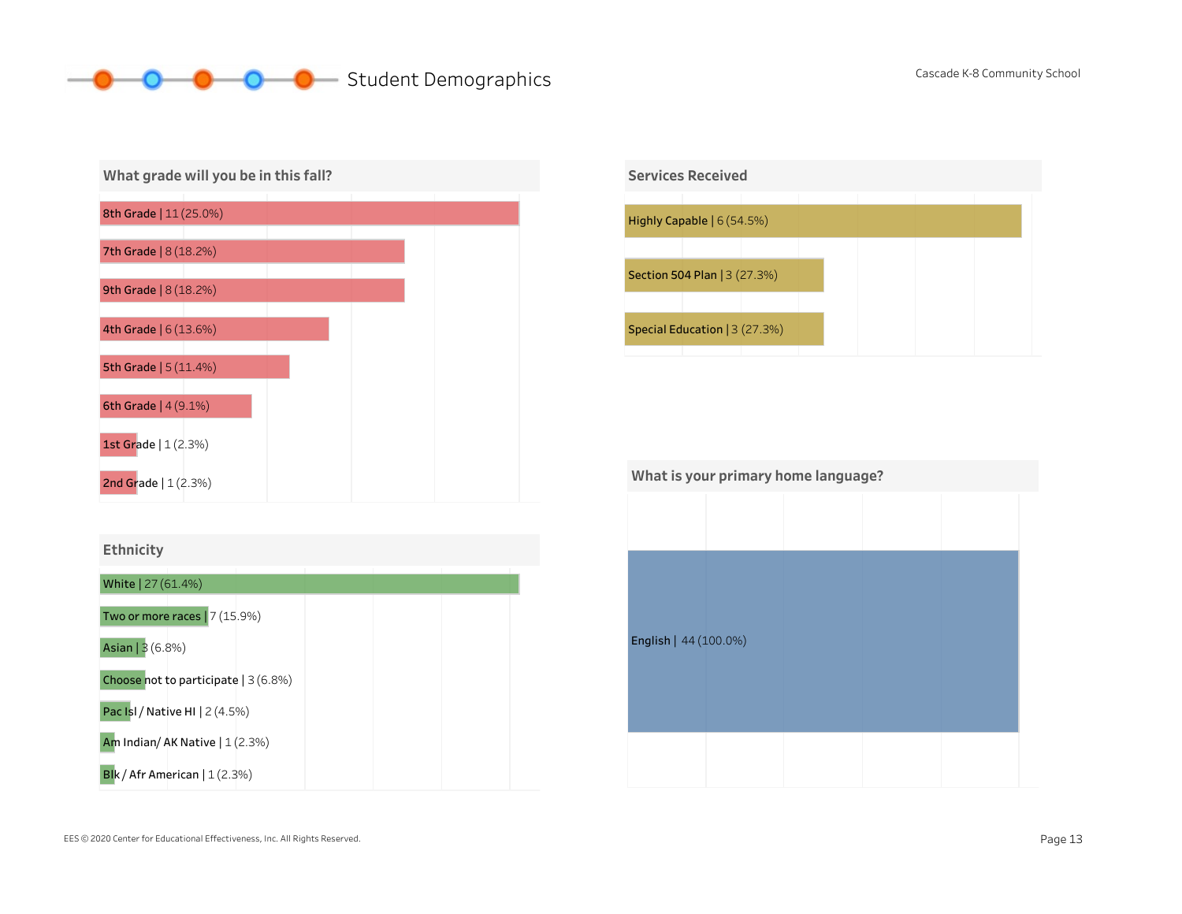## Student Demographics

Cascade K-8 Community School

### What grade will you be in this fall?

| Grade | Count | Percent |
|---|---|---|
| 8th Grade | 11 | 25.0% |
| 7th Grade | 8 | 18.2% |
| 9th Grade | 8 | 18.2% |
| 4th Grade | 6 | 13.6% |
| 5th Grade | 5 | 11.4% |
| 6th Grade | 4 | 9.1% |
| 1st Grade | 1 | 2.3% |
| 2nd Grade | 1 | 2.3% |

### Services Received

| Service | Count | Percent |
|---|---|---|
| Highly Capable | 6 | 54.5% |
| Section 504 Plan | 3 | 27.3% |
| Special Education | 3 | 27.3% |

### Ethnicity

| Ethnicity | Count | Percent |
|---|---|---|
| White | 27 | 61.4% |
| Two or more races | 7 | 15.9% |
| Asian | 3 | 6.8% |
| Choose not to participate | 3 | 6.8% |
| Pac Isl / Native HI | 2 | 4.5% |
| Am Indian/ AK Native | 1 | 2.3% |
| Blk / Afr American | 1 | 2.3% |

### What is your primary home language?

| Language | Count | Percent |
|---|---|---|
| English | 44 | 100.0% |

EES © 2020 Center for Educational Effectiveness, Inc. All Rights Reserved.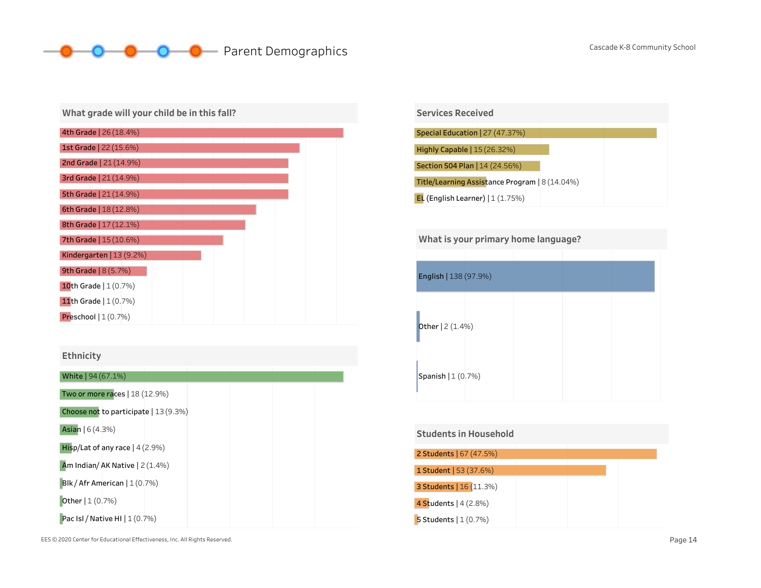# Parent Demographics

Cascade K-8 Community School

## What grade will your child be in this fall?

4th Grade | 26 (18.4%)
1st Grade | 22 (15.6%)
2nd Grade | 21 (14.9%)
3rd Grade | 21 (14.9%)
5th Grade | 21 (14.9%)
6th Grade | 18 (12.8%)
8th Grade | 17 (12.1%)
7th Grade | 15 (10.6%)
Kindergarten | 13 (9.2%)
9th Grade | 8 (5.7%)
10th Grade | 1 (0.7%)
11th Grade | 1 (0.7%)
Preschool | 1 (0.7%)

## Ethnicity

White | 94 (67.1%)
Two or more races | 18 (12.9%)
Choose not to participate | 13 (9.3%)
Asian | 6 (4.3%)
Hisp/Lat of any race | 4 (2.9%)
Am Indian/ AK Native | 2 (1.4%)
Blk / Afr American | 1 (0.7%)
Other | 1 (0.7%)
Pac Isl / Native HI | 1 (0.7%)

## Services Received

Special Education | 27 (47.37%)
Highly Capable | 15 (26.32%)
Section 504 Plan | 14 (24.56%)
Title/Learning Assistance Program | 8 (14.04%)
EL (English Learner) | 1 (1.75%)

## What is your primary home language?

English | 138 (97.9%)
Other | 2 (1.4%)
Spanish | 1 (0.7%)

## Students in Household

2 Students | 67 (47.5%)
1 Student | 53 (37.6%)
3 Students | 16 (11.3%)
4 Students | 4 (2.8%)
5 Students | 1 (0.7%)

EES © 2020 Center for Educational Effectiveness, Inc. All Rights Reserved.